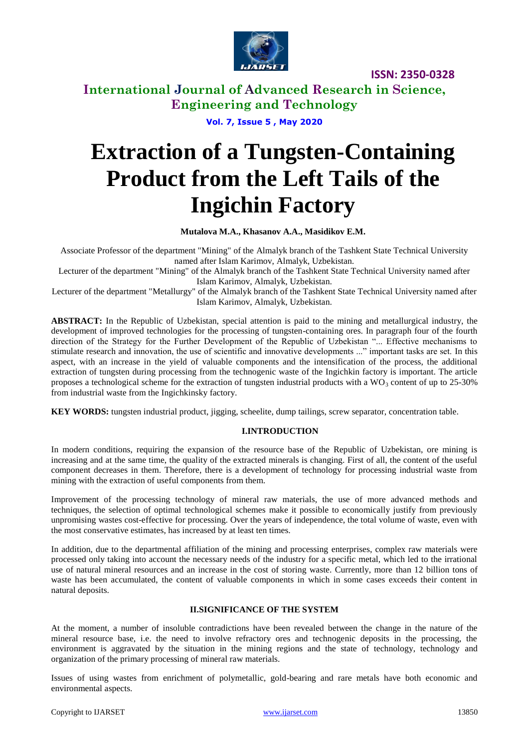# Extraction of a Tungsten-Containing Product from the Left Tails of the Ingichin Factory

**Mutalova M.A., Khasanov A.A., Masidikov E.M.**

Associate Professor of the department "Mining" of the Almalyk branch of the Tashkent State Technical University named after Islam Karimov, Almalyk, Uzbekistan.

Lecturer of the department "Mining" of the Almalyk branch of the Tashkent State Technical University named after Islam Karimov, Almalyk, Uzbekistan.

Lecturer of the department "Metallurgy" of the Almalyk branch of the Tashkent State Technical University named after Islam Karimov, Almalyk, Uzbekistan.

**ABSTRACT:** In the Republic of Uzbekistan, special attention is paid to the mining and metallurgical industry, the development of improved technologies for the processing of tungsten-containing ores. In paragraph four of the fourth direction of the Strategy for the Further Development of the Republic of Uzbekistan "... Effective mechanisms to stimulate research and innovation, the use of scientific and innovative developments ..." important tasks are set. In this aspect, with an increase in the yield of valuable components and the intensification of the process, the additional extraction of tungsten during processing from the technogenic waste of the Ingichkin factory is important. The article proposes a technological scheme for the extraction of tungsten industrial products with a $WO_3$ content of up to 25-30% from industrial waste from the Ingichkinsky factory.

**KEY WORDS:** tungsten industrial product, jigging, scheelite, dump tailings, screw separator, concentration table.

## I.INTRODUCTION

In modern conditions, requiring the expansion of the resource base of the Republic of Uzbekistan, ore mining is increasing and at the same time, the quality of the extracted minerals is changing. First of all, the content of the useful component decreases in them. Therefore, there is a development of technology for processing industrial waste from mining with the extraction of useful components from them.

Improvement of the processing technology of mineral raw materials, the use of more advanced methods and techniques, the selection of optimal technological schemes make it possible to economically justify from previously unpromising wastes cost-effective for processing. Over the years of independence, the total volume of waste, even with the most conservative estimates, has increased by at least ten times.

In addition, due to the departmental affiliation of the mining and processing enterprises, complex raw materials were processed only taking into account the necessary needs of the industry for a specific metal, which led to the irrational use of natural mineral resources and an increase in the cost of storing waste. Currently, more than 12 billion tons of waste has been accumulated, the content of valuable components in which in some cases exceeds their content in natural deposits.

## II.SIGNIFICANCE OF THE SYSTEM

At the moment, a number of insoluble contradictions have been revealed between the change in the nature of the mineral resource base, i.e. the need to involve refractory ores and technogenic deposits in the processing, the environment is aggravated by the situation in the mining regions and the state of technology, technology and organization of the primary processing of mineral raw materials.

Issues of using wastes from enrichment of polymetallic, gold-bearing and rare metals have both economic and environmental aspects.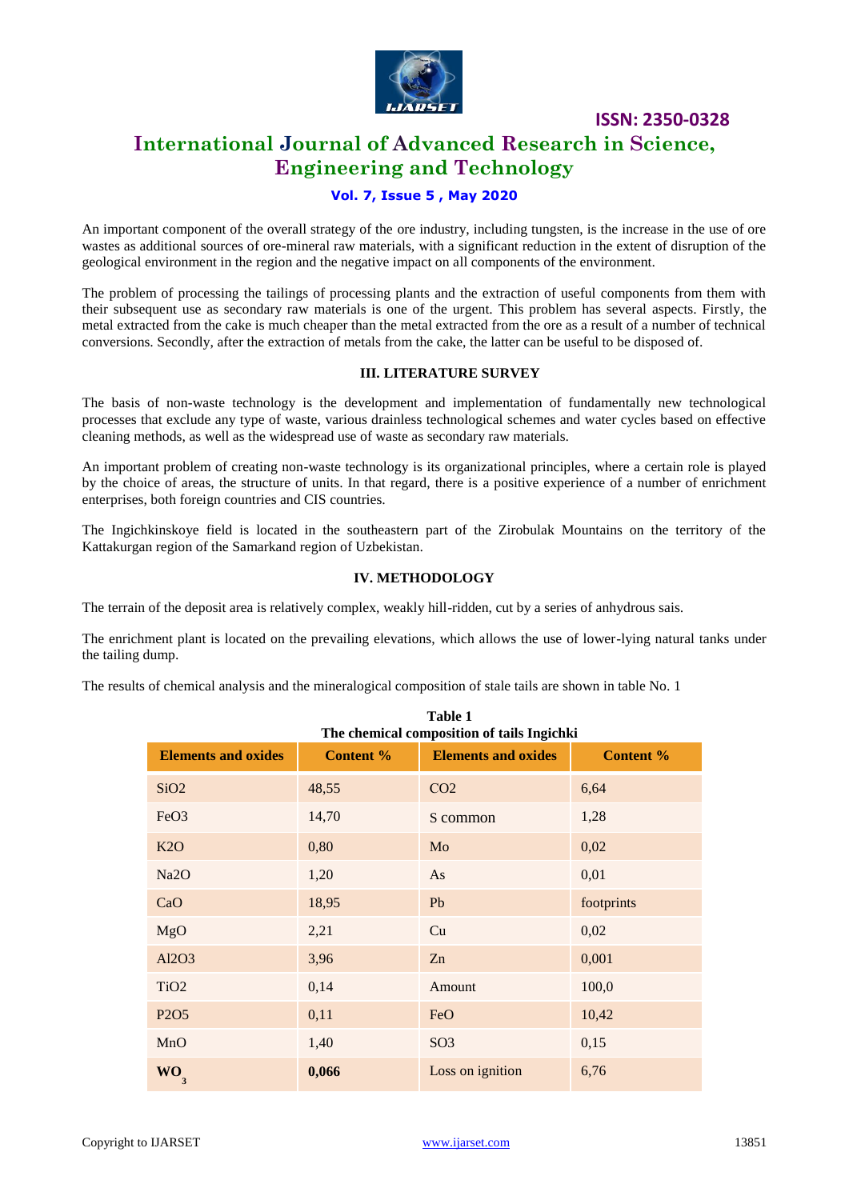An important component of the overall strategy of the ore industry, including tungsten, is the increase in the use of ore wastes as additional sources of ore-mineral raw materials, with a significant reduction in the extent of disruption of the geological environment in the region and the negative impact on all components of the environment.

The problem of processing the tailings of processing plants and the extraction of useful components from them with their subsequent use as secondary raw materials is one of the urgent. This problem has several aspects. Firstly, the metal extracted from the cake is much cheaper than the metal extracted from the ore as a result of a number of technical conversions. Secondly, after the extraction of metals from the cake, the latter can be useful to be disposed of.

## III. LITERATURE SURVEY

The basis of non-waste technology is the development and implementation of fundamentally new technological processes that exclude any type of waste, various drainless technological schemes and water cycles based on effective cleaning methods, as well as the widespread use of waste as secondary raw materials.

An important problem of creating non-waste technology is its organizational principles, where a certain role is played by the choice of areas, the structure of units. In that regard, there is a positive experience of a number of enrichment enterprises, both foreign countries and CIS countries.

The Ingichkinskoye field is located in the southeastern part of the Zirobulak Mountains on the territory of the Kattakurgan region of the Samarkand region of Uzbekistan.

## IV. METHODOLOGY

The terrain of the deposit area is relatively complex, weakly hill-ridden, cut by a series of anhydrous sais.

The enrichment plant is located on the prevailing elevations, which allows the use of lower-lying natural tanks under the tailing dump.

The results of chemical analysis and the mineralogical composition of stale tails are shown in table No. 1

**Table 1**
**The chemical composition of tails Ingichki**

| Elements and oxides | Content % | Elements and oxides | Content % |
|---|---|---|---|
| $SiO_2$ | 48,55 | $CO_2$ | 6,64 |
| $FeO_3$ | 14,70 | S common | 1,28 |
| $K_2O$ | 0,80 | Mo | 0,02 |
| $Na_2O$ | 1,20 | As | 0,01 |
| CaO | 18,95 | Pb | footprints |
| MgO | 2,21 | Cu | 0,02 |
| $Al_2O_3$ | 3,96 | Zn | 0,001 |
| $TiO_2$ | 0,14 | Amount | 100,0 |
| $P_2O_5$ | 0,11 | FeO | 10,42 |
| MnO | 1,40 | $SO_3$ | 0,15 |
| **$WO_3$** | **0,066** | Loss on ignition | 6,76 |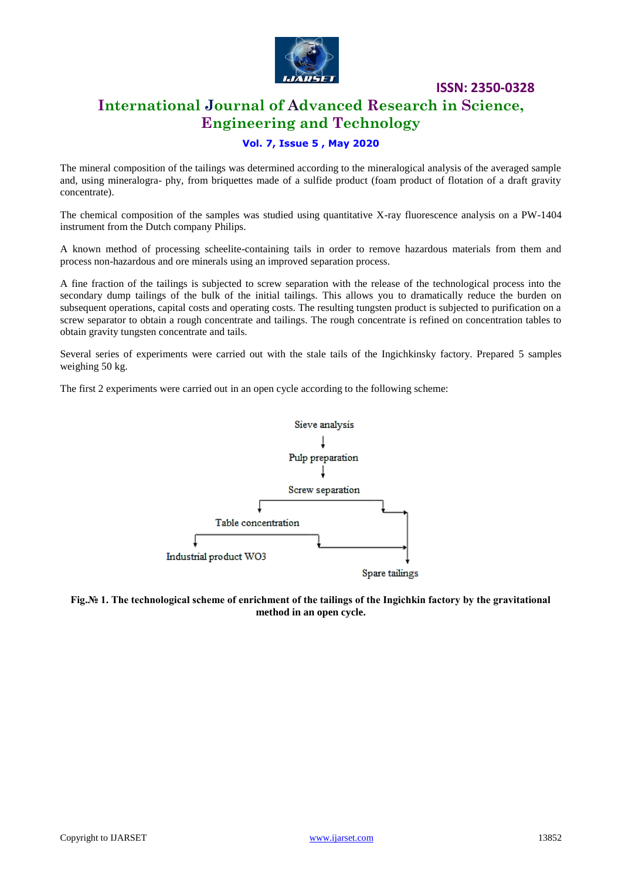The mineral composition of the tailings was determined according to the mineralogical analysis of the averaged sample and, using mineralogra- phy, from briquettes made of a sulfide product (foam product of flotation of a draft gravity concentrate).

The chemical composition of the samples was studied using quantitative X-ray fluorescence analysis on a PW-1404 instrument from the Dutch company Philips.

A known method of processing scheelite-containing tails in order to remove hazardous materials from them and process non-hazardous and ore minerals using an improved separation process.

A fine fraction of the tailings is subjected to screw separation with the release of the technological process into the secondary dump tailings of the bulk of the initial tailings. This allows you to dramatically reduce the burden on subsequent operations, capital costs and operating costs. The resulting tungsten product is subjected to purification on a screw separator to obtain a rough concentrate and tailings. The rough concentrate is refined on concentration tables to obtain gravity tungsten concentrate and tails.

Several series of experiments were carried out with the stale tails of the Ingichkinsky factory. Prepared 5 samples weighing 50 kg.

The first 2 experiments were carried out in an open cycle according to the following scheme:

Sieve analysis
↓
Pulp preparation
↓
Screw separation → Table concentration / Spare tailings
Table concentration → Industrial product $WO_3$ / Spare tailings

**Fig.№ 1. The technological scheme of enrichment of the tailings of the Ingichkin factory by the gravitational method in an open cycle.**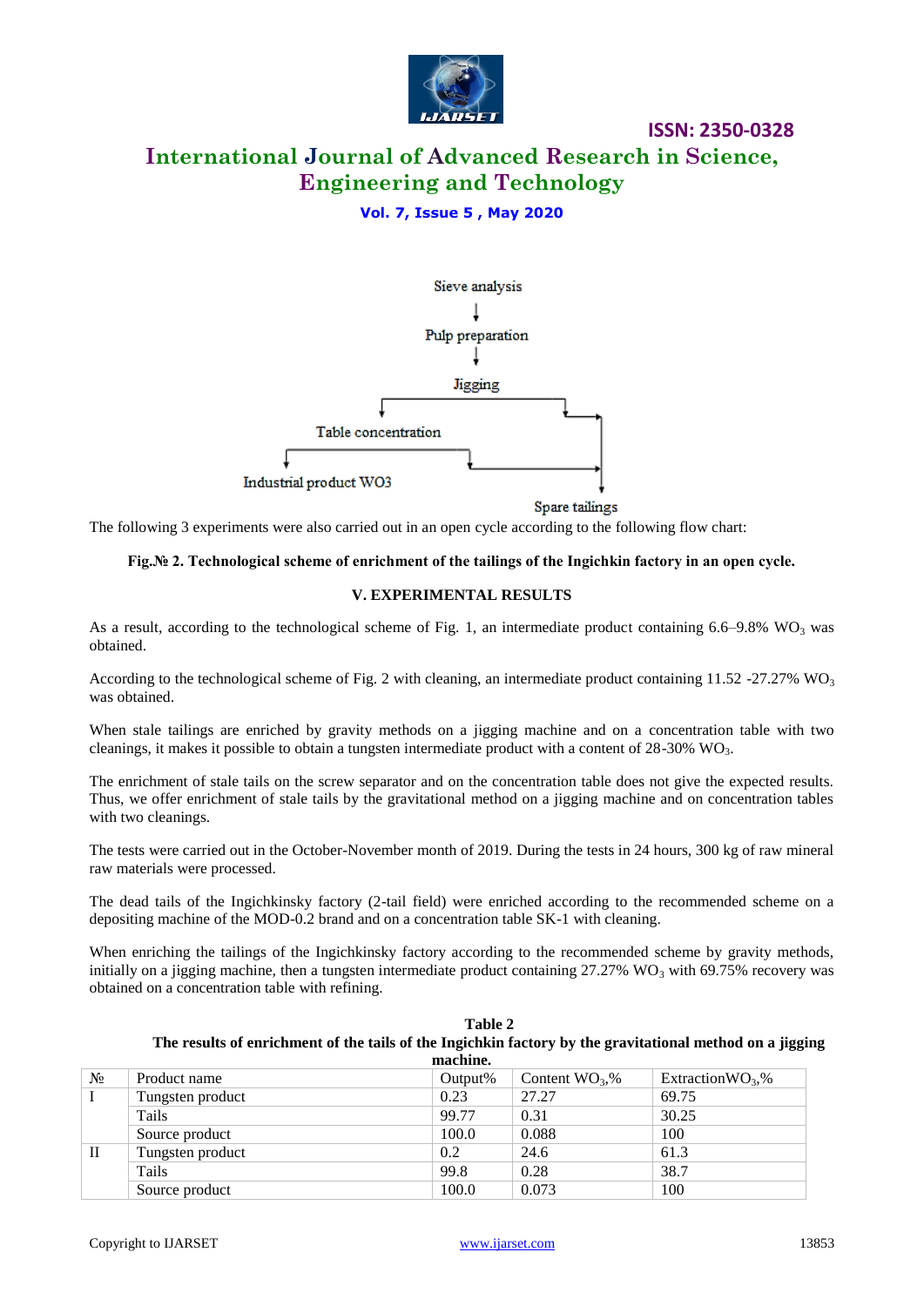Sieve analysis

↓

Pulp preparation

↓

Jigging

Table concentration

Industrial product WO3

Spare tailings

The following 3 experiments were also carried out in an open cycle according to the following flow chart:

**Fig.№ 2. Technological scheme of enrichment of the tailings of the Ingichkin factory in an open cycle.**

## V. EXPERIMENTAL RESULTS

As a result, according to the technological scheme of Fig. 1, an intermediate product containing 6.6–9.8% $WO_3$ was obtained.

According to the technological scheme of Fig. 2 with cleaning, an intermediate product containing 11.52 -27.27% $WO_3$ was obtained.

When stale tailings are enriched by gravity methods on a jigging machine and on a concentration table with two cleanings, it makes it possible to obtain a tungsten intermediate product with a content of 28-30% $WO_3$.

The enrichment of stale tails on the screw separator and on the concentration table does not give the expected results. Thus, we offer enrichment of stale tails by the gravitational method on a jigging machine and on concentration tables with two cleanings.

The tests were carried out in the October-November month of 2019. During the tests in 24 hours, 300 kg of raw mineral raw materials were processed.

The dead tails of the Ingichkinsky factory (2-tail field) were enriched according to the recommended scheme on a depositing machine of the MOD-0.2 brand and on a concentration table SK-1 with cleaning.

When enriching the tailings of the Ingichkinsky factory according to the recommended scheme by gravity methods, initially on a jigging machine, then a tungsten intermediate product containing 27.27% $WO_3$ with 69.75% recovery was obtained on a concentration table with refining.

**Table 2**
**The results of enrichment of the tails of the Ingichkin factory by the gravitational method on a jigging machine.**

| № | Product name | Output% | Content $WO_3$,% | Extraction$WO_3$,% |
|---|---|---|---|---|
| I | Tungsten product | 0.23 | 27.27 | 69.75 |
| | Tails | 99.77 | 0.31 | 30.25 |
| | Source product | 100.0 | 0.088 | 100 |
| II | Tungsten product | 0.2 | 24.6 | 61.3 |
| | Tails | 99.8 | 0.28 | 38.7 |
| | Source product | 100.0 | 0.073 | 100 |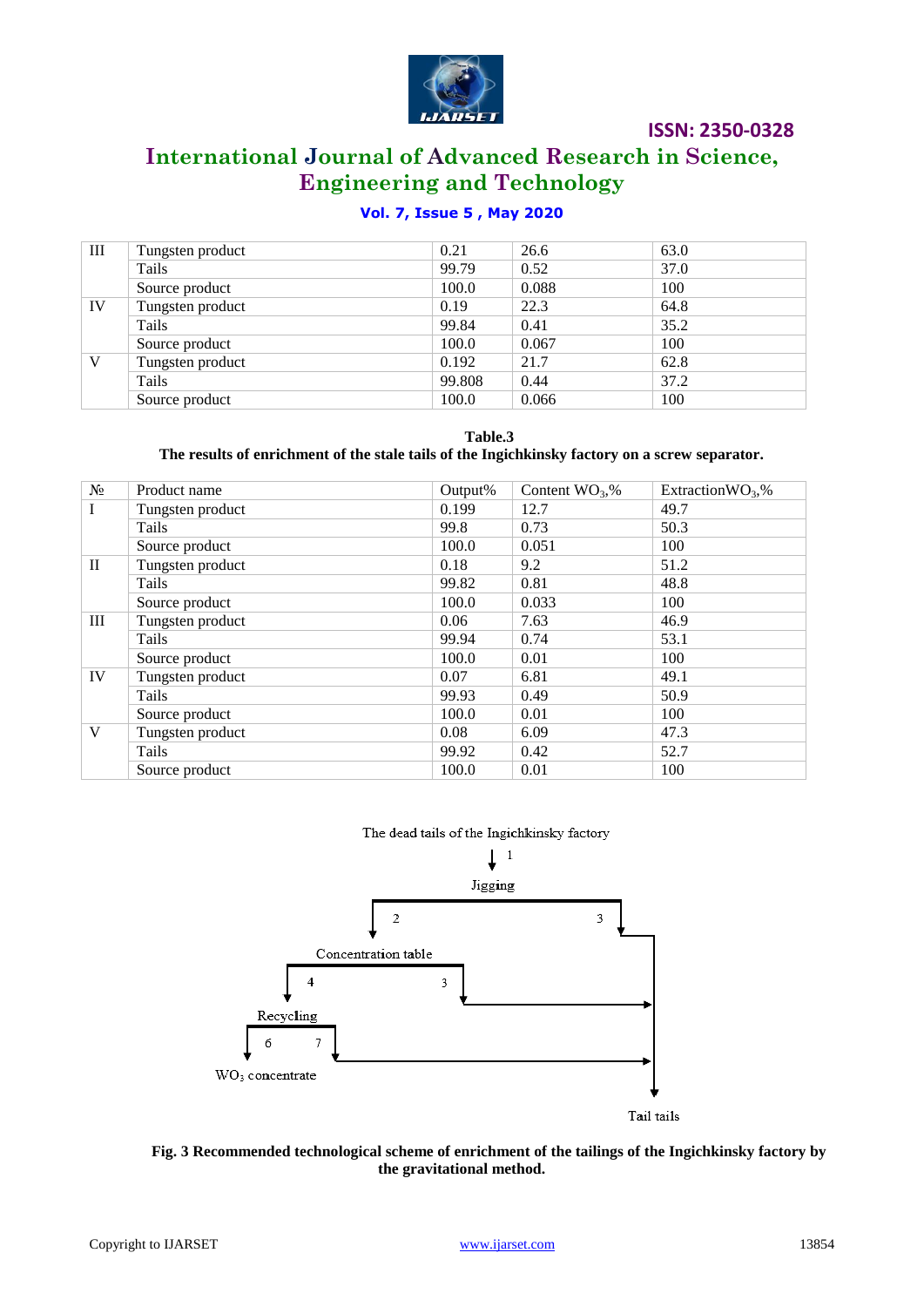| III | Tungsten product | 0.21 | 26.6 | 63.0 |
|---|---|---|---|---|
| | Tails | 99.79 | 0.52 | 37.0 |
| | Source product | 100.0 | 0.088 | 100 |
| IV | Tungsten product | 0.19 | 22.3 | 64.8 |
| | Tails | 99.84 | 0.41 | 35.2 |
| | Source product | 100.0 | 0.067 | 100 |
| V | Tungsten product | 0.192 | 21.7 | 62.8 |
| | Tails | 99.808 | 0.44 | 37.2 |
| | Source product | 100.0 | 0.066 | 100 |

**Table.3**

**The results of enrichment of the stale tails of the Ingichkinsky factory on a screw separator.**

| № | Product name | Output% | Content $WO_3$,% | Extraction$WO_3$,% |
|---|---|---|---|---|
| I | Tungsten product | 0.199 | 12.7 | 49.7 |
| | Tails | 99.8 | 0.73 | 50.3 |
| | Source product | 100.0 | 0.051 | 100 |
| II | Tungsten product | 0.18 | 9.2 | 51.2 |
| | Tails | 99.82 | 0.81 | 48.8 |
| | Source product | 100.0 | 0.033 | 100 |
| III | Tungsten product | 0.06 | 7.63 | 46.9 |
| | Tails | 99.94 | 0.74 | 53.1 |
| | Source product | 100.0 | 0.01 | 100 |
| IV | Tungsten product | 0.07 | 6.81 | 49.1 |
| | Tails | 99.93 | 0.49 | 50.9 |
| | Source product | 100.0 | 0.01 | 100 |
| V | Tungsten product | 0.08 | 6.09 | 47.3 |
| | Tails | 99.92 | 0.42 | 52.7 |
| | Source product | 100.0 | 0.01 | 100 |

The dead tails of the Ingichkinsky factory

1

Jigging

2 3

Concentration table

4 3

Recycling

6 7

$WO_3$ concentrate

Tail tails

**Fig. 3 Recommended technological scheme of enrichment of the tailings of the Ingichkinsky factory by the gravitational method.**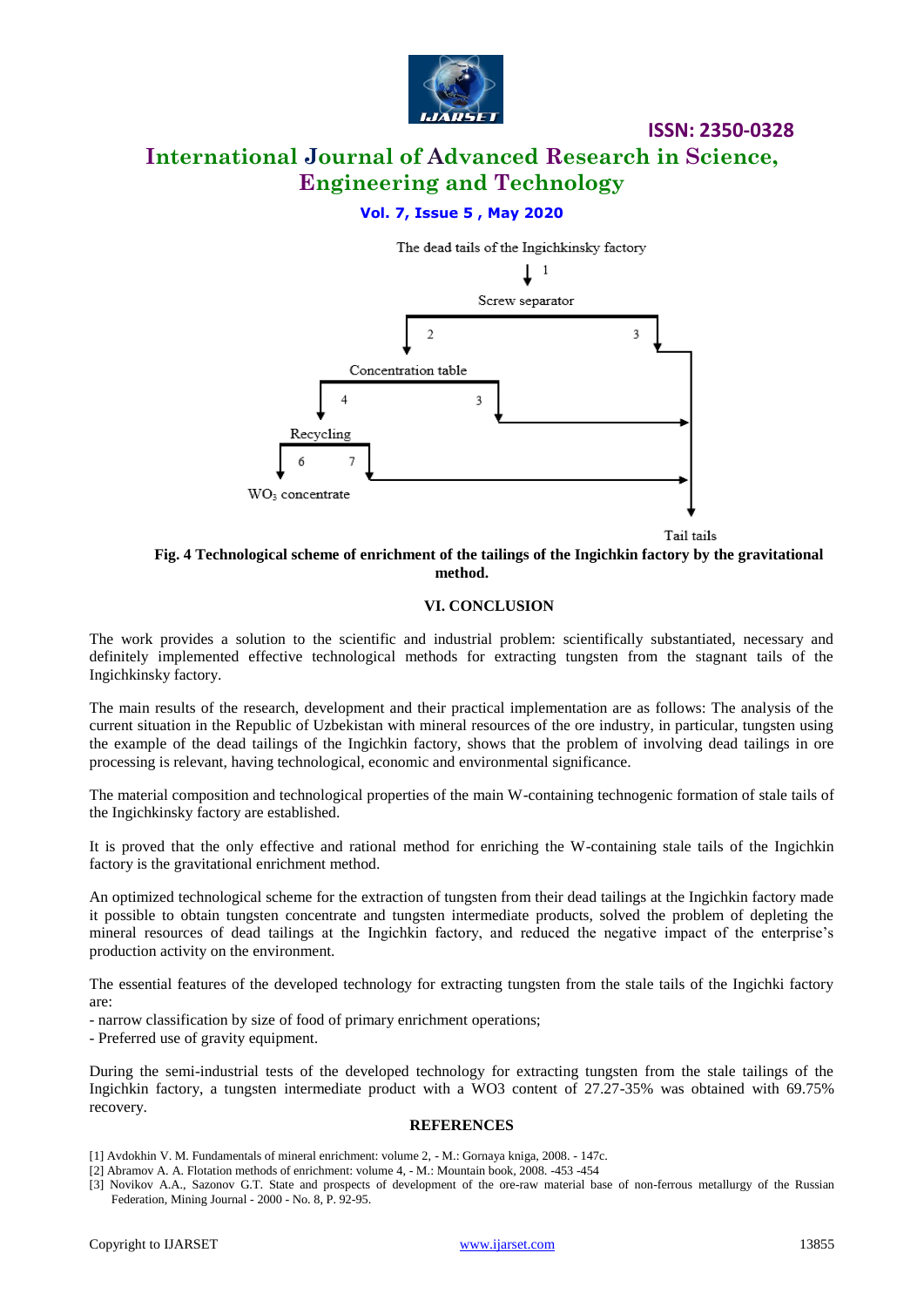The dead tails of the Ingichkinsky factory

1

Screw separator

2 3

Concentration table

4 3

Recycling

6 7

$WO_3$ concentrate

Tail tails

**Fig. 4 Technological scheme of enrichment of the tailings of the Ingichkin factory by the gravitational method.**

## VI. CONCLUSION

The work provides a solution to the scientific and industrial problem: scientifically substantiated, necessary and definitely implemented effective technological methods for extracting tungsten from the stagnant tails of the Ingichkinsky factory.

The main results of the research, development and their practical implementation are as follows: The analysis of the current situation in the Republic of Uzbekistan with mineral resources of the ore industry, in particular, tungsten using the example of the dead tailings of the Ingichkin factory, shows that the problem of involving dead tailings in ore processing is relevant, having technological, economic and environmental significance.

The material composition and technological properties of the main W-containing technogenic formation of stale tails of the Ingichkinsky factory are established.

It is proved that the only effective and rational method for enriching the W-containing stale tails of the Ingichkin factory is the gravitational enrichment method.

An optimized technological scheme for the extraction of tungsten from their dead tailings at the Ingichkin factory made it possible to obtain tungsten concentrate and tungsten intermediate products, solved the problem of depleting the mineral resources of dead tailings at the Ingichkin factory, and reduced the negative impact of the enterprise's production activity on the environment.

The essential features of the developed technology for extracting tungsten from the stale tails of the Ingichki factory are:

- narrow classification by size of food of primary enrichment operations;
- Preferred use of gravity equipment.

During the semi-industrial tests of the developed technology for extracting tungsten from the stale tailings of the Ingichkin factory, a tungsten intermediate product with a $WO_3$ content of 27.27-35% was obtained with 69.75% recovery.

## REFERENCES

[1] Avdokhin V. M. Fundamentals of mineral enrichment: volume 2, - M.: Gornaya kniga, 2008. - 147c.

[2] Abramov A. A. Flotation methods of enrichment: volume 4, - M.: Mountain book, 2008. -453 -454

[3] Novikov A.A., Sazonov G.T. State and prospects of development of the ore-raw material base of non-ferrous metallurgy of the Russian Federation, Mining Journal - 2000 - No. 8, P. 92-95.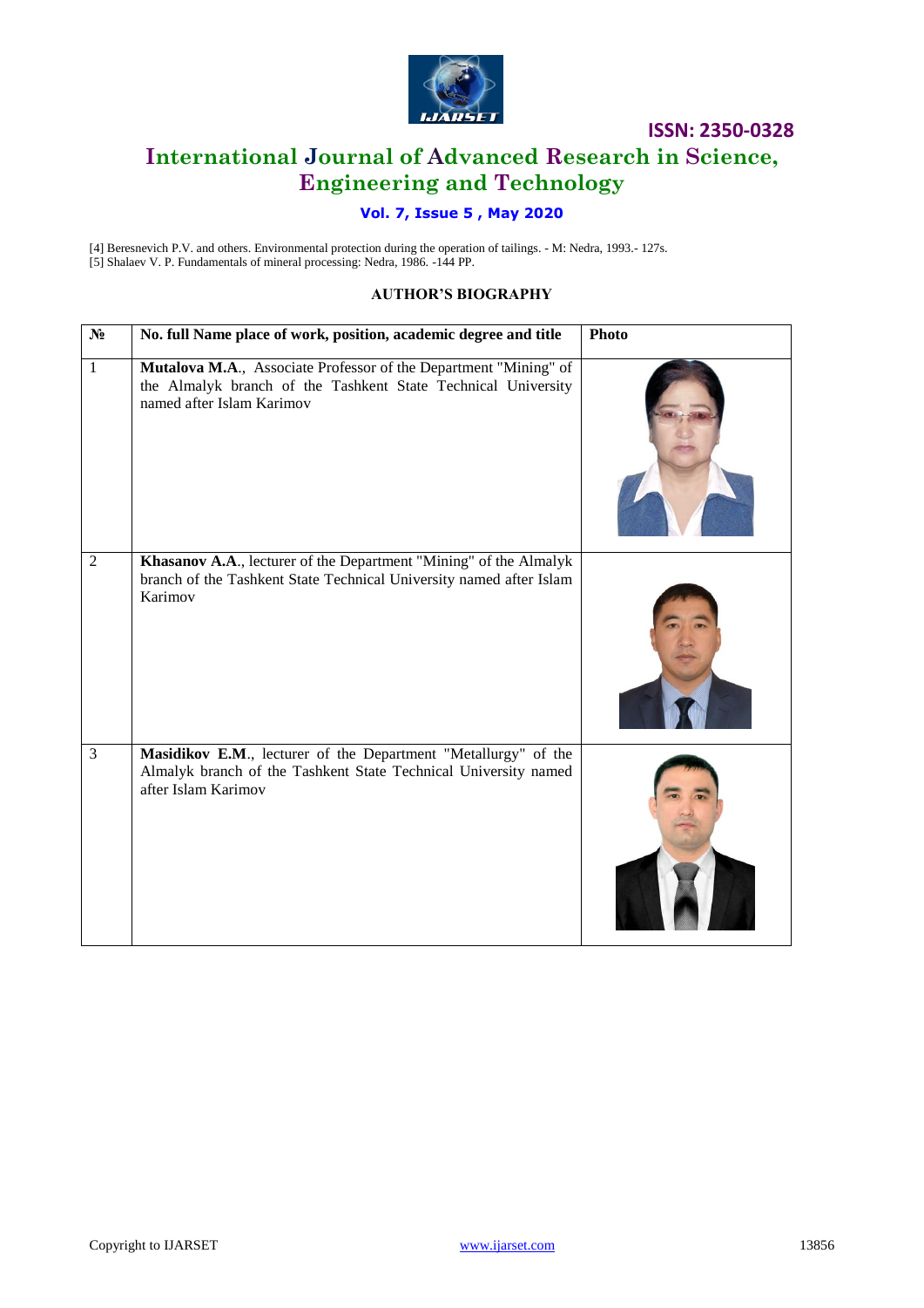[4] Beresnevich P.V. and others. Environmental protection during the operation of tailings. - M: Nedra, 1993.- 127s.
[5] Shalaev V. P. Fundamentals of mineral processing: Nedra, 1986. -144 PP.

## AUTHOR'S BIOGRAPHY

| № | No. full Name place of work, position, academic degree and title | Photo |
|---|---|---|
| 1 | **Mutalova M.A.**, Associate Professor of the Department "Mining" of the Almalyk branch of the Tashkent State Technical University named after Islam Karimov | |
| 2 | **Khasanov A.A.**, lecturer of the Department "Mining" of the Almalyk branch of the Tashkent State Technical University named after Islam Karimov | |
| 3 | **Masidikov E.M.**, lecturer of the Department "Metallurgy" of the Almalyk branch of the Tashkent State Technical University named after Islam Karimov | |